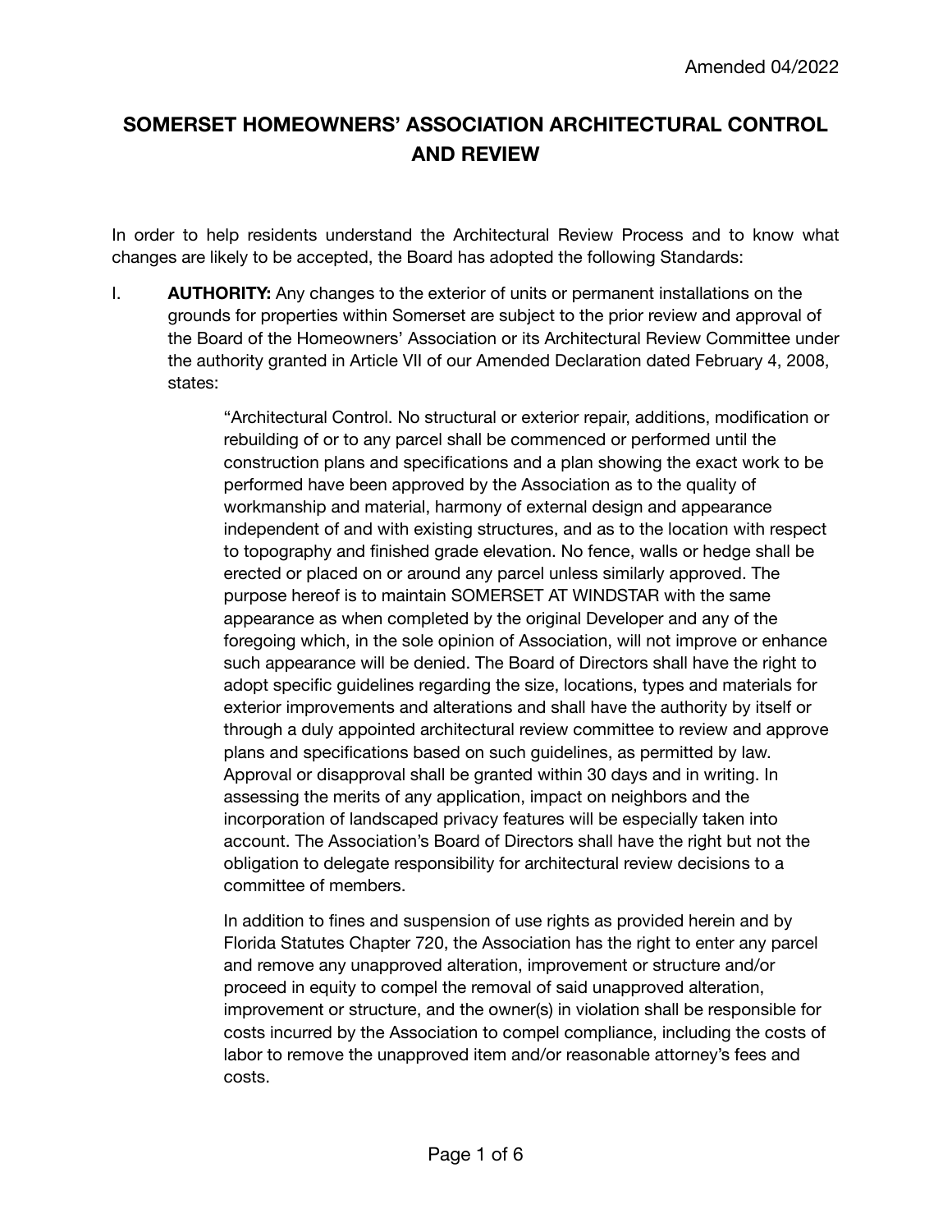Amended 04/2022

# SOMERSET HOMEOWNERS' ASSOCIATION ARCHITECTURAL CONTROL AND REVIEW

In order to help residents understand the Architectural Review Process and to know what changes are likely to be accepted, the Board has adopted the following Standards:

I. **AUTHORITY:** Any changes to the exterior of units or permanent installations on the grounds for properties within Somerset are subject to the prior review and approval of the Board of the Homeowners' Association or its Architectural Review Committee under the authority granted in Article VII of our Amended Declaration dated February 4, 2008, states:

> "Architectural Control. No structural or exterior repair, additions, modification or rebuilding of or to any parcel shall be commenced or performed until the construction plans and specifications and a plan showing the exact work to be performed have been approved by the Association as to the quality of workmanship and material, harmony of external design and appearance independent of and with existing structures, and as to the location with respect to topography and finished grade elevation. No fence, walls or hedge shall be erected or placed on or around any parcel unless similarly approved. The purpose hereof is to maintain SOMERSET AT WINDSTAR with the same appearance as when completed by the original Developer and any of the foregoing which, in the sole opinion of Association, will not improve or enhance such appearance will be denied. The Board of Directors shall have the right to adopt specific guidelines regarding the size, locations, types and materials for exterior improvements and alterations and shall have the authority by itself or through a duly appointed architectural review committee to review and approve plans and specifications based on such guidelines, as permitted by law. Approval or disapproval shall be granted within 30 days and in writing. In assessing the merits of any application, impact on neighbors and the incorporation of landscaped privacy features will be especially taken into account. The Association's Board of Directors shall have the right but not the obligation to delegate responsibility for architectural review decisions to a committee of members.
>
> In addition to fines and suspension of use rights as provided herein and by Florida Statutes Chapter 720, the Association has the right to enter any parcel and remove any unapproved alteration, improvement or structure and/or proceed in equity to compel the removal of said unapproved alteration, improvement or structure, and the owner(s) in violation shall be responsible for costs incurred by the Association to compel compliance, including the costs of labor to remove the unapproved item and/or reasonable attorney's fees and costs.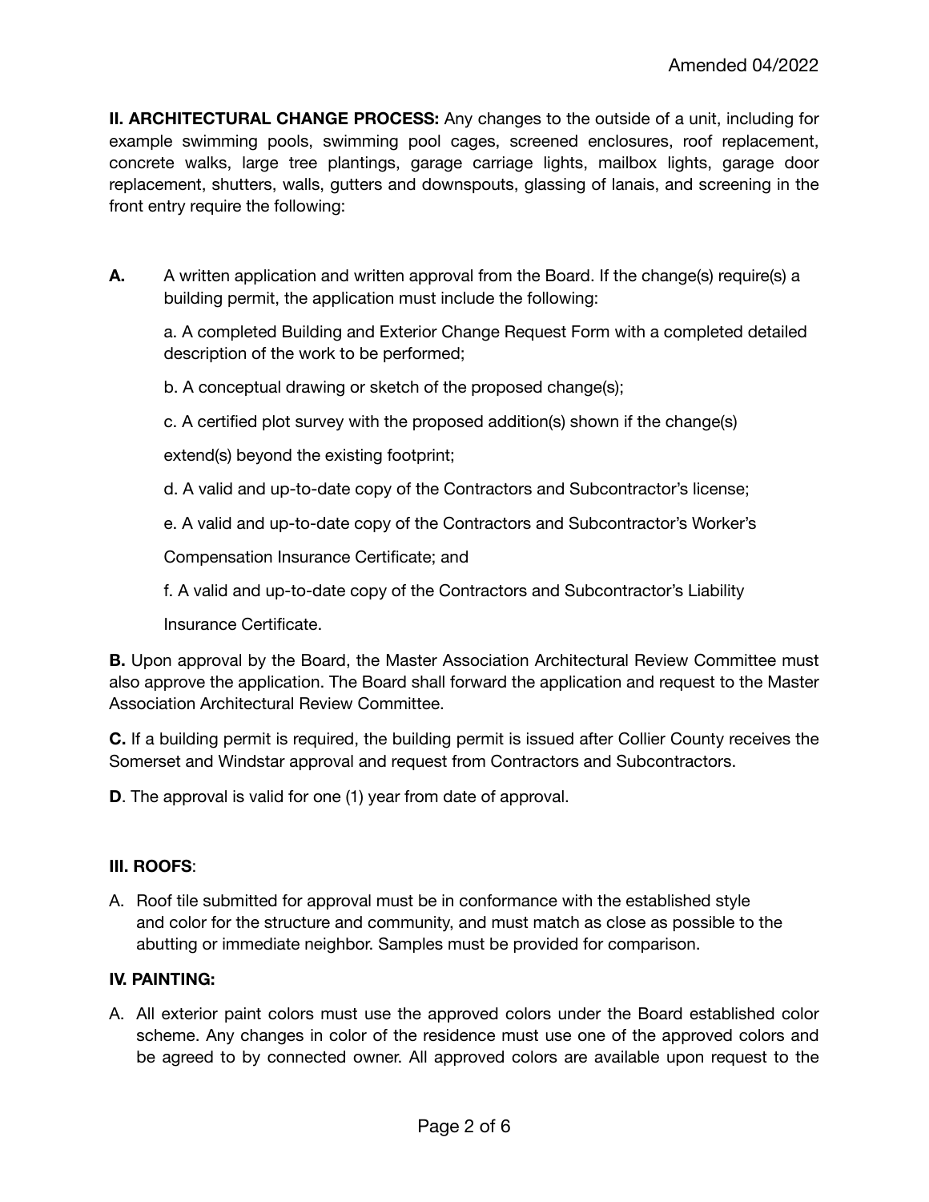**II. ARCHITECTURAL CHANGE PROCESS:** Any changes to the outside of a unit, including for example swimming pools, swimming pool cages, screened enclosures, roof replacement, concrete walks, large tree plantings, garage carriage lights, mailbox lights, garage door replacement, shutters, walls, gutters and downspouts, glassing of lanais, and screening in the front entry require the following:

**A.** A written application and written approval from the Board. If the change(s) require(s) a building permit, the application must include the following:

a. A completed Building and Exterior Change Request Form with a completed detailed description of the work to be performed;

b. A conceptual drawing or sketch of the proposed change(s);

c. A certified plot survey with the proposed addition(s) shown if the change(s) extend(s) beyond the existing footprint;

d. A valid and up-to-date copy of the Contractors and Subcontractor's license;

e. A valid and up-to-date copy of the Contractors and Subcontractor's Worker's Compensation Insurance Certificate; and

f. A valid and up-to-date copy of the Contractors and Subcontractor's Liability Insurance Certificate.

**B.** Upon approval by the Board, the Master Association Architectural Review Committee must also approve the application. The Board shall forward the application and request to the Master Association Architectural Review Committee.

**C.** If a building permit is required, the building permit is issued after Collier County receives the Somerset and Windstar approval and request from Contractors and Subcontractors.

**D**. The approval is valid for one (1) year from date of approval.

**III. ROOFS**:

A. Roof tile submitted for approval must be in conformance with the established style and color for the structure and community, and must match as close as possible to the abutting or immediate neighbor. Samples must be provided for comparison.

**IV. PAINTING:**

A. All exterior paint colors must use the approved colors under the Board established color scheme. Any changes in color of the residence must use one of the approved colors and be agreed to by connected owner. All approved colors are available upon request to the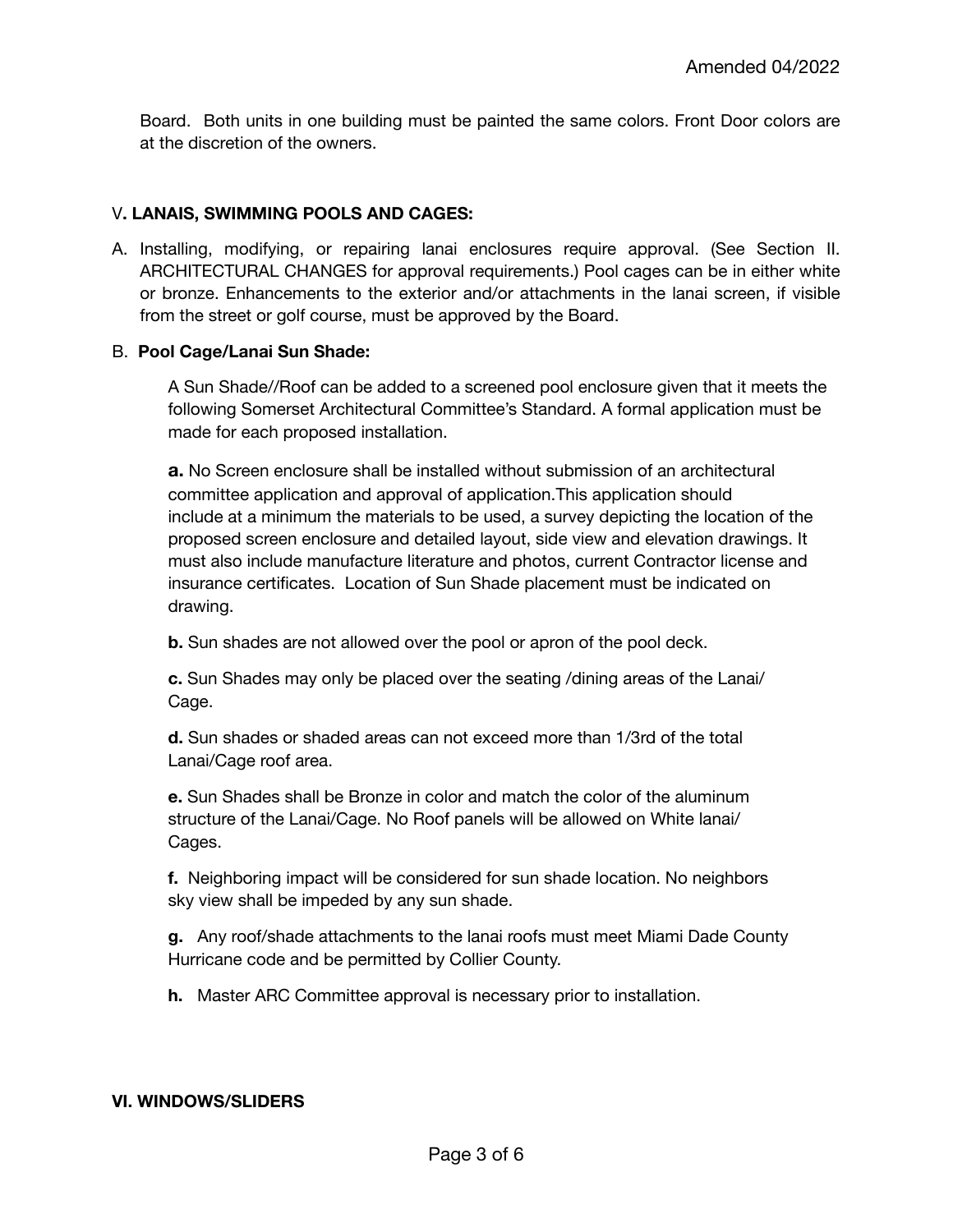Board. Both units in one building must be painted the same colors. Front Door colors are at the discretion of the owners.

## V. LANAIS, SWIMMING POOLS AND CAGES:

A. Installing, modifying, or repairing lanai enclosures require approval. (See Section II. ARCHITECTURAL CHANGES for approval requirements.) Pool cages can be in either white or bronze. Enhancements to the exterior and/or attachments in the lanai screen, if visible from the street or golf course, must be approved by the Board.

B. **Pool Cage/Lanai Sun Shade:**

A Sun Shade//Roof can be added to a screened pool enclosure given that it meets the following Somerset Architectural Committee's Standard. A formal application must be made for each proposed installation.

**a.** No Screen enclosure shall be installed without submission of an architectural committee application and approval of application.This application should include at a minimum the materials to be used, a survey depicting the location of the proposed screen enclosure and detailed layout, side view and elevation drawings. It must also include manufacture literature and photos, current Contractor license and insurance certificates. Location of Sun Shade placement must be indicated on drawing.

**b.** Sun shades are not allowed over the pool or apron of the pool deck.

**c.** Sun Shades may only be placed over the seating /dining areas of the Lanai/ Cage.

**d.** Sun shades or shaded areas can not exceed more than 1/3rd of the total Lanai/Cage roof area.

**e.** Sun Shades shall be Bronze in color and match the color of the aluminum structure of the Lanai/Cage. No Roof panels will be allowed on White lanai/ Cages.

**f.** Neighboring impact will be considered for sun shade location. No neighbors sky view shall be impeded by any sun shade.

**g.** Any roof/shade attachments to the lanai roofs must meet Miami Dade County Hurricane code and be permitted by Collier County.

**h.** Master ARC Committee approval is necessary prior to installation.

## VI. WINDOWS/SLIDERS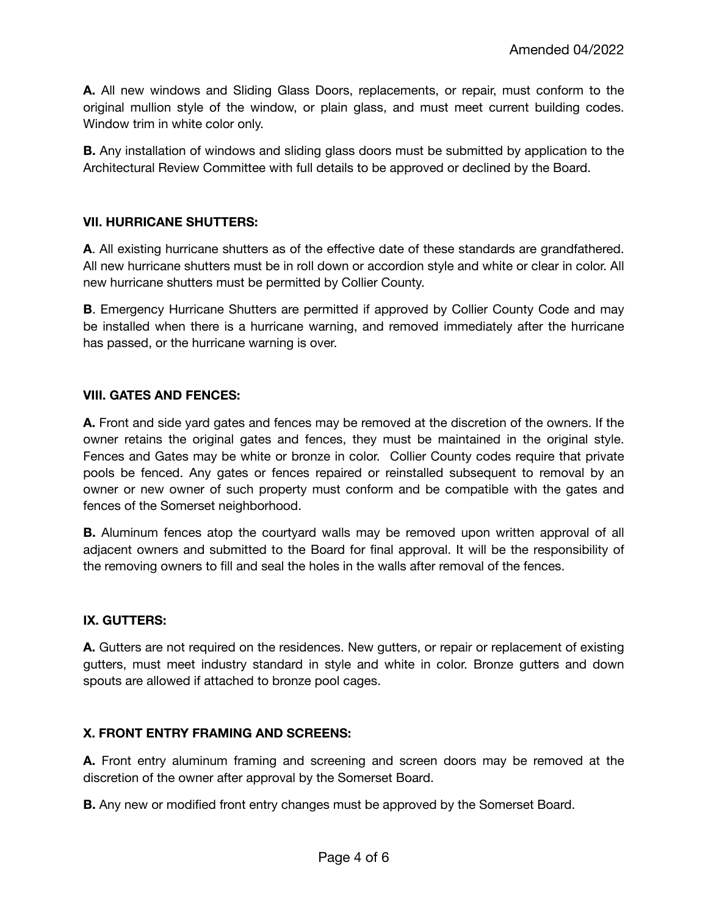**A.** All new windows and Sliding Glass Doors, replacements, or repair, must conform to the original mullion style of the window, or plain glass, and must meet current building codes. Window trim in white color only.

**B.** Any installation of windows and sliding glass doors must be submitted by application to the Architectural Review Committee with full details to be approved or declined by the Board.

**VII. HURRICANE SHUTTERS:**

**A**. All existing hurricane shutters as of the effective date of these standards are grandfathered. All new hurricane shutters must be in roll down or accordion style and white or clear in color. All new hurricane shutters must be permitted by Collier County.

**B**. Emergency Hurricane Shutters are permitted if approved by Collier County Code and may be installed when there is a hurricane warning, and removed immediately after the hurricane has passed, or the hurricane warning is over.

**VIII. GATES AND FENCES:**

**A.** Front and side yard gates and fences may be removed at the discretion of the owners. If the owner retains the original gates and fences, they must be maintained in the original style. Fences and Gates may be white or bronze in color. Collier County codes require that private pools be fenced. Any gates or fences repaired or reinstalled subsequent to removal by an owner or new owner of such property must conform and be compatible with the gates and fences of the Somerset neighborhood.

**B.** Aluminum fences atop the courtyard walls may be removed upon written approval of all adjacent owners and submitted to the Board for final approval. It will be the responsibility of the removing owners to fill and seal the holes in the walls after removal of the fences.

**IX. GUTTERS:**

**A.** Gutters are not required on the residences. New gutters, or repair or replacement of existing gutters, must meet industry standard in style and white in color. Bronze gutters and down spouts are allowed if attached to bronze pool cages.

**X. FRONT ENTRY FRAMING AND SCREENS:**

**A.** Front entry aluminum framing and screening and screen doors may be removed at the discretion of the owner after approval by the Somerset Board.

**B.** Any new or modified front entry changes must be approved by the Somerset Board.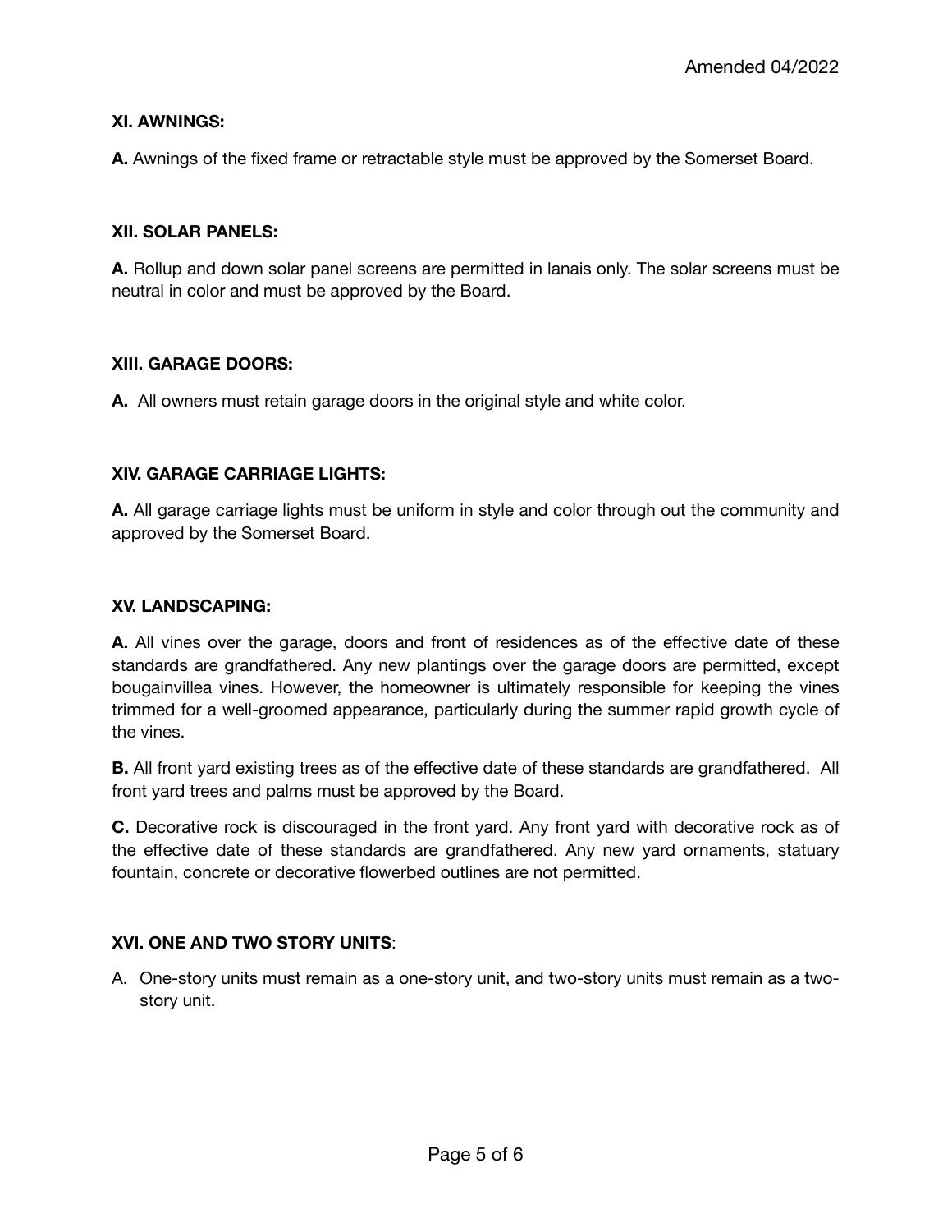**XI. AWNINGS:**

**A.** Awnings of the fixed frame or retractable style must be approved by the Somerset Board.

**XII. SOLAR PANELS:**

**A.** Rollup and down solar panel screens are permitted in lanais only. The solar screens must be neutral in color and must be approved by the Board.

**XIII. GARAGE DOORS:**

**A.** All owners must retain garage doors in the original style and white color.

**XIV. GARAGE CARRIAGE LIGHTS:**

**A.** All garage carriage lights must be uniform in style and color through out the community and approved by the Somerset Board.

**XV. LANDSCAPING:**

**A.** All vines over the garage, doors and front of residences as of the effective date of these standards are grandfathered. Any new plantings over the garage doors are permitted, except bougainvillea vines. However, the homeowner is ultimately responsible for keeping the vines trimmed for a well-groomed appearance, particularly during the summer rapid growth cycle of the vines.

**B.** All front yard existing trees as of the effective date of these standards are grandfathered. All front yard trees and palms must be approved by the Board.

**C.** Decorative rock is discouraged in the front yard. Any front yard with decorative rock as of the effective date of these standards are grandfathered. Any new yard ornaments, statuary fountain, concrete or decorative flowerbed outlines are not permitted.

**XVI. ONE AND TWO STORY UNITS**:

A. One-story units must remain as a one-story unit, and two-story units must remain as a two-story unit.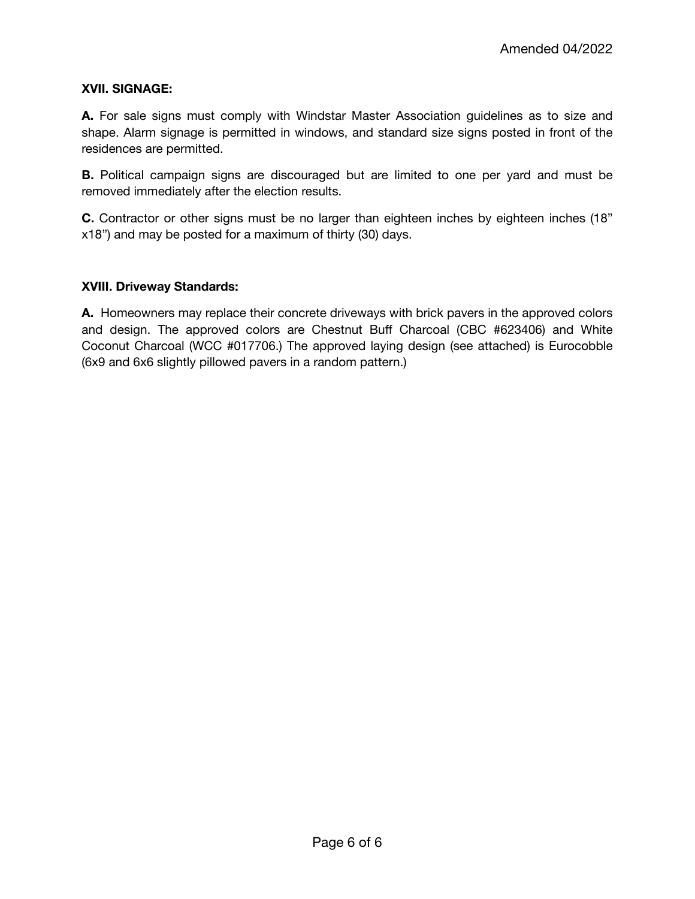Amended 04/2022

**XVII. SIGNAGE:**

**A.** For sale signs must comply with Windstar Master Association guidelines as to size and shape. Alarm signage is permitted in windows, and standard size signs posted in front of the residences are permitted.

**B.** Political campaign signs are discouraged but are limited to one per yard and must be removed immediately after the election results.

**C.** Contractor or other signs must be no larger than eighteen inches by eighteen inches (18" x18") and may be posted for a maximum of thirty (30) days.

**XVIII. Driveway Standards:**

**A.** Homeowners may replace their concrete driveways with brick pavers in the approved colors and design. The approved colors are Chestnut Buff Charcoal (CBC #623406) and White Coconut Charcoal (WCC #017706.) The approved laying design (see attached) is Eurocobble (6x9 and 6x6 slightly pillowed pavers in a random pattern.)